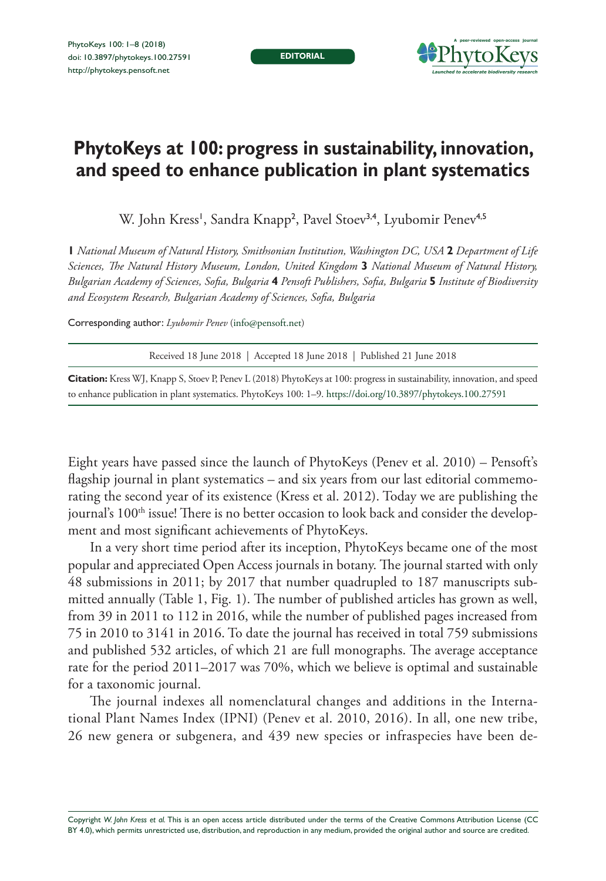# PhytoKeys at 100: progress in sustainability, innovation, and speed to enhance publication in plant systematics

W. John Kress[1], Sandra Knapp[2], Pavel Stoev[3,4], Lyubomir Penev[4,5]

**1** *National Museum of Natural History, Smithsonian Institution, Washington DC, USA* **2** *Department of Life Sciences, The Natural History Museum, London, United Kingdom* **3** *National Museum of Natural History, Bulgarian Academy of Sciences, Sofia, Bulgaria* **4** *Pensoft Publishers, Sofia, Bulgaria* **5** *Institute of Biodiversity and Ecosystem Research, Bulgarian Academy of Sciences, Sofia, Bulgaria*

Corresponding author: *Lyubomir Penev* (info@pensoft.net)

Received 18 June 2018 | Accepted 18 June 2018 | Published 21 June 2018

**Citation:** Kress WJ, Knapp S, Stoev P, Penev L (2018) PhytoKeys at 100: progress in sustainability, innovation, and speed to enhance publication in plant systematics. PhytoKeys 100: 1–9. https://doi.org/10.3897/phytokeys.100.27591

Eight years have passed since the launch of PhytoKeys (Penev et al. 2010) – Pensoft's flagship journal in plant systematics – and six years from our last editorial commemorating the second year of its existence (Kress et al. 2012). Today we are publishing the journal's 100th issue! There is no better occasion to look back and consider the development and most significant achievements of PhytoKeys.

In a very short time period after its inception, PhytoKeys became one of the most popular and appreciated Open Access journals in botany. The journal started with only 48 submissions in 2011; by 2017 that number quadrupled to 187 manuscripts submitted annually (Table 1, Fig. 1). The number of published articles has grown as well, from 39 in 2011 to 112 in 2016, while the number of published pages increased from 75 in 2010 to 3141 in 2016. To date the journal has received in total 759 submissions and published 532 articles, of which 21 are full monographs. The average acceptance rate for the period 2011–2017 was 70%, which we believe is optimal and sustainable for a taxonomic journal.

The journal indexes all nomenclatural changes and additions in the International Plant Names Index (IPNI) (Penev et al. 2010, 2016). In all, one new tribe, 26 new genera or subgenera, and 439 new species or infraspecies have been de-

Copyright *W. John Kress et al.* This is an open access article distributed under the terms of the Creative Commons Attribution License (CC BY 4.0), which permits unrestricted use, distribution, and reproduction in any medium, provided the original author and source are credited.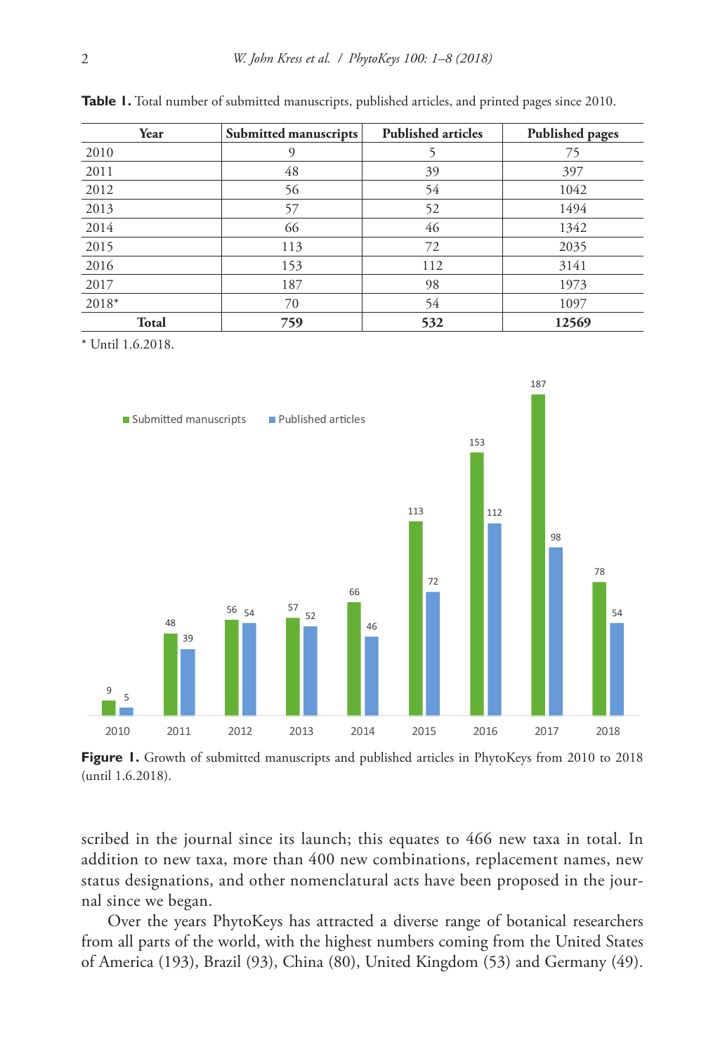**Table 1.** Total number of submitted manuscripts, published articles, and printed pages since 2010.

| Year | Submitted manuscripts | Published articles | Published pages |
|---|---|---|---|
| 2010 | 9 | 5 | 75 |
| 2011 | 48 | 39 | 397 |
| 2012 | 56 | 54 | 1042 |
| 2013 | 57 | 52 | 1494 |
| 2014 | 66 | 46 | 1342 |
| 2015 | 113 | 72 | 2035 |
| 2016 | 153 | 112 | 3141 |
| 2017 | 187 | 98 | 1973 |
| 2018* | 70 | 54 | 1097 |
| **Total** | **759** | **532** | **12569** |

* Until 1.6.2018.

**Figure 1.** Growth of submitted manuscripts and published articles in PhytoKeys from 2010 to 2018 (until 1.6.2018).

scribed in the journal since its launch; this equates to 466 new taxa in total. In addition to new taxa, more than 400 new combinations, replacement names, new status designations, and other nomenclatural acts have been proposed in the journal since we began.

Over the years PhytoKeys has attracted a diverse range of botanical researchers from all parts of the world, with the highest numbers coming from the United States of America (193), Brazil (93), China (80), United Kingdom (53) and Germany (49).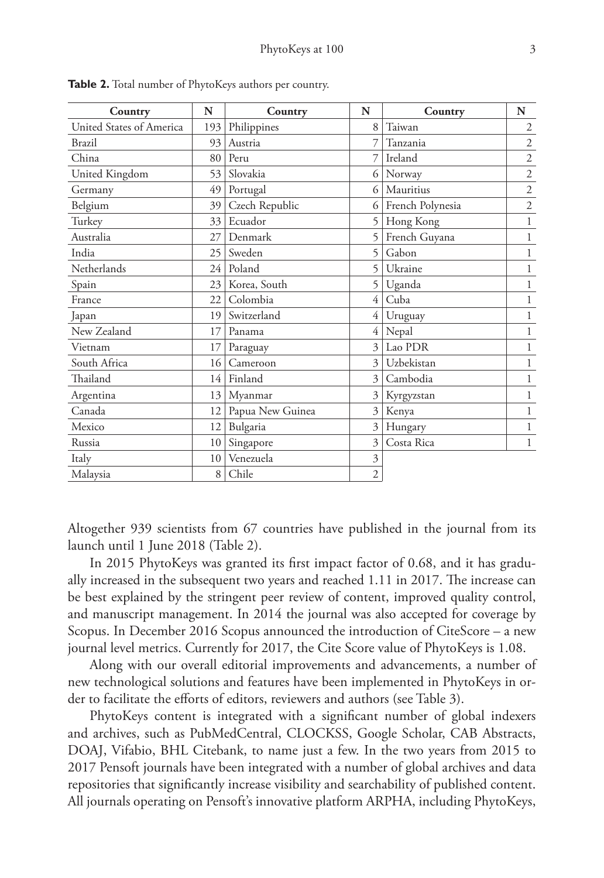**Table 2.** Total number of PhytoKeys authors per country.

| Country | N | Country | N | Country | N |
|---|---|---|---|---|---|
| United States of America | 193 | Philippines | 8 | Taiwan | 2 |
| Brazil | 93 | Austria | 7 | Tanzania | 2 |
| China | 80 | Peru | 7 | Ireland | 2 |
| United Kingdom | 53 | Slovakia | 6 | Norway | 2 |
| Germany | 49 | Portugal | 6 | Mauritius | 2 |
| Belgium | 39 | Czech Republic | 6 | French Polynesia | 2 |
| Turkey | 33 | Ecuador | 5 | Hong Kong | 1 |
| Australia | 27 | Denmark | 5 | French Guyana | 1 |
| India | 25 | Sweden | 5 | Gabon | 1 |
| Netherlands | 24 | Poland | 5 | Ukraine | 1 |
| Spain | 23 | Korea, South | 5 | Uganda | 1 |
| France | 22 | Colombia | 4 | Cuba | 1 |
| Japan | 19 | Switzerland | 4 | Uruguay | 1 |
| New Zealand | 17 | Panama | 4 | Nepal | 1 |
| Vietnam | 17 | Paraguay | 3 | Lao PDR | 1 |
| South Africa | 16 | Cameroon | 3 | Uzbekistan | 1 |
| Thailand | 14 | Finland | 3 | Cambodia | 1 |
| Argentina | 13 | Myanmar | 3 | Kyrgyzstan | 1 |
| Canada | 12 | Papua New Guinea | 3 | Kenya | 1 |
| Mexico | 12 | Bulgaria | 3 | Hungary | 1 |
| Russia | 10 | Singapore | 3 | Costa Rica | 1 |
| Italy | 10 | Venezuela | 3 | | |
| Malaysia | 8 | Chile | 2 | | |

Altogether 939 scientists from 67 countries have published in the journal from its launch until 1 June 2018 (Table 2).

In 2015 PhytoKeys was granted its first impact factor of 0.68, and it has gradually increased in the subsequent two years and reached 1.11 in 2017. The increase can be best explained by the stringent peer review of content, improved quality control, and manuscript management. In 2014 the journal was also accepted for coverage by Scopus. In December 2016 Scopus announced the introduction of CiteScore – a new journal level metrics. Currently for 2017, the Cite Score value of PhytoKeys is 1.08.

Along with our overall editorial improvements and advancements, a number of new technological solutions and features have been implemented in PhytoKeys in order to facilitate the efforts of editors, reviewers and authors (see Table 3).

PhytoKeys content is integrated with a significant number of global indexers and archives, such as PubMedCentral, CLOCKSS, Google Scholar, CAB Abstracts, DOAJ, Vifabio, BHL Citebank, to name just a few. In the two years from 2015 to 2017 Pensoft journals have been integrated with a number of global archives and data repositories that significantly increase visibility and searchability of published content. All journals operating on Pensoft's innovative platform ARPHA, including PhytoKeys,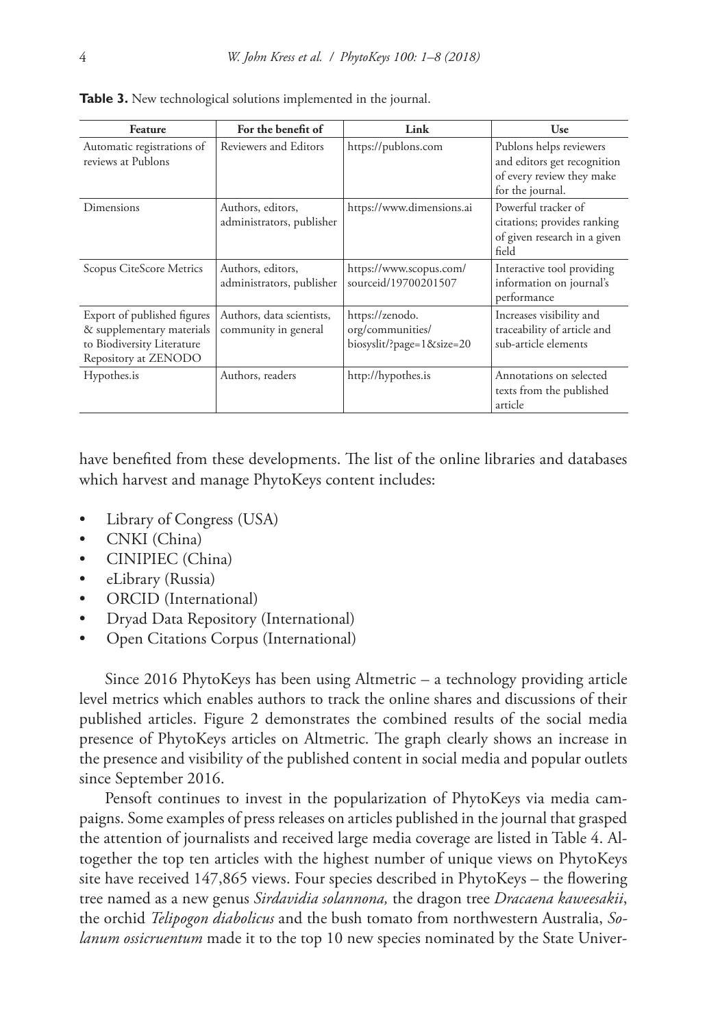**Table 3.** New technological solutions implemented in the journal.

| Feature | For the benefit of | Link | Use |
|---|---|---|---|
| Automatic registrations of reviews at Publons | Reviewers and Editors | https://publons.com | Publons helps reviewers and editors get recognition of every review they make for the journal. |
| Dimensions | Authors, editors, administrators, publisher | https://www.dimensions.ai | Powerful tracker of citations; provides ranking of given research in a given field |
| Scopus CiteScore Metrics | Authors, editors, administrators, publisher | https://www.scopus.com/sourceid/19700201507 | Interactive tool providing information on journal's performance |
| Export of published figures & supplementary materials to Biodiversity Literature Repository at ZENODO | Authors, data scientists, community in general | https://zenodo.org/communities/biosyslit/?page=1&size=20 | Increases visibility and traceability of article and sub-article elements |
| Hypothes.is | Authors, readers | http://hypothes.is | Annotations on selected texts from the published article |

have benefited from these developments. The list of the online libraries and databases which harvest and manage PhytoKeys content includes:

- Library of Congress (USA)
- CNKI (China)
- CINIPIEC (China)
- eLibrary (Russia)
- ORCID (International)
- Dryad Data Repository (International)
- Open Citations Corpus (International)

Since 2016 PhytoKeys has been using Altmetric – a technology providing article level metrics which enables authors to track the online shares and discussions of their published articles. Figure 2 demonstrates the combined results of the social media presence of PhytoKeys articles on Altmetric. The graph clearly shows an increase in the presence and visibility of the published content in social media and popular outlets since September 2016.

Pensoft continues to invest in the popularization of PhytoKeys via media campaigns. Some examples of press releases on articles published in the journal that grasped the attention of journalists and received large media coverage are listed in Table 4. Altogether the top ten articles with the highest number of unique views on PhytoKeys site have received 147,865 views. Four species described in PhytoKeys – the flowering tree named as a new genus *Sirdavidia solannona,* the dragon tree *Dracaena kaweesakii*, the orchid *Telipogon diabolicus* and the bush tomato from northwestern Australia, *Solanum ossicruentum* made it to the top 10 new species nominated by the State Univer-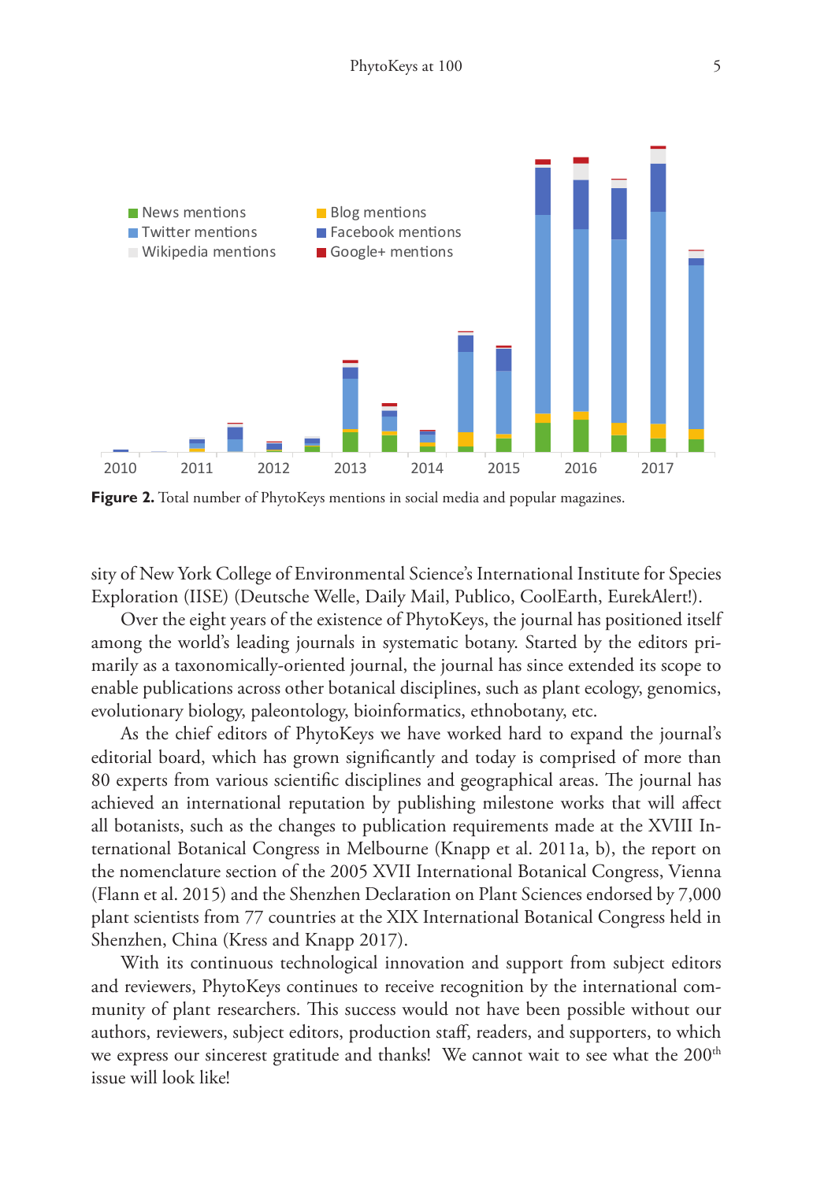**Figure 2.** Total number of PhytoKeys mentions in social media and popular magazines.

sity of New York College of Environmental Science's International Institute for Species Exploration (IISE) (Deutsche Welle, Daily Mail, Publico, CoolEarth, EurekAlert!).

Over the eight years of the existence of PhytoKeys, the journal has positioned itself among the world's leading journals in systematic botany. Started by the editors primarily as a taxonomically-oriented journal, the journal has since extended its scope to enable publications across other botanical disciplines, such as plant ecology, genomics, evolutionary biology, paleontology, bioinformatics, ethnobotany, etc.

As the chief editors of PhytoKeys we have worked hard to expand the journal's editorial board, which has grown significantly and today is comprised of more than 80 experts from various scientific disciplines and geographical areas. The journal has achieved an international reputation by publishing milestone works that will affect all botanists, such as the changes to publication requirements made at the XVIII International Botanical Congress in Melbourne (Knapp et al. 2011a, b), the report on the nomenclature section of the 2005 XVII International Botanical Congress, Vienna (Flann et al. 2015) and the Shenzhen Declaration on Plant Sciences endorsed by 7,000 plant scientists from 77 countries at the XIX International Botanical Congress held in Shenzhen, China (Kress and Knapp 2017).

With its continuous technological innovation and support from subject editors and reviewers, PhytoKeys continues to receive recognition by the international community of plant researchers. This success would not have been possible without our authors, reviewers, subject editors, production staff, readers, and supporters, to which we express our sincerest gratitude and thanks! We cannot wait to see what the 200th issue will look like!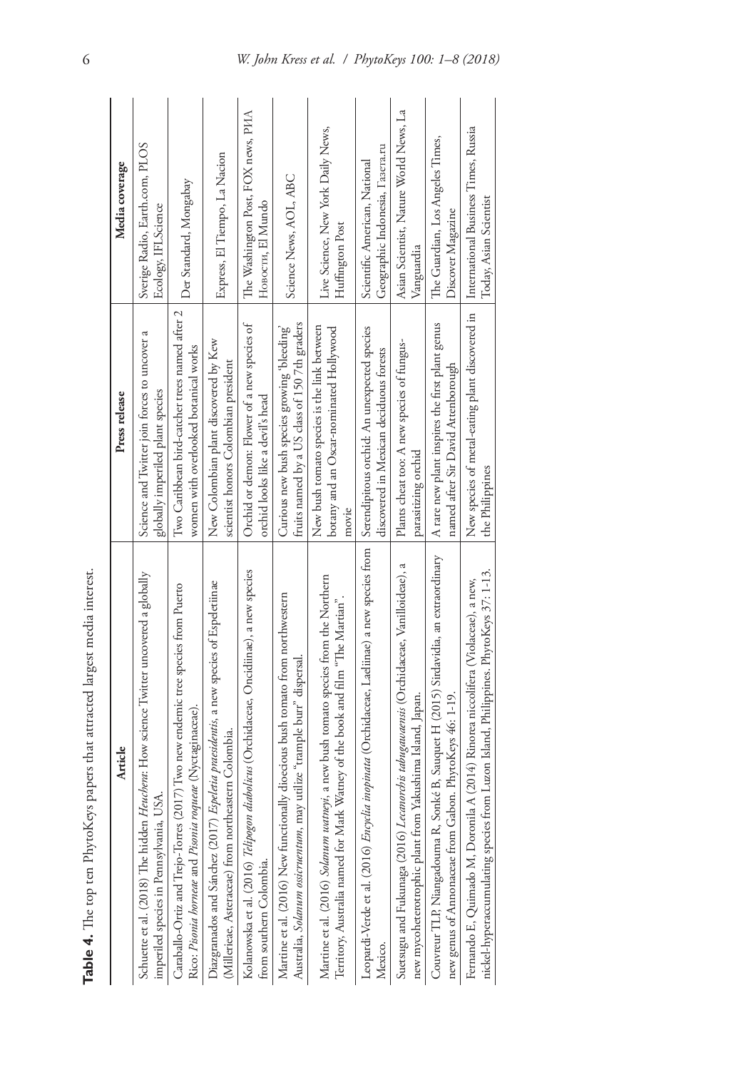**Table 4.** The top ten PhytoKeys papers that attracted largest media interest.

| Article | Press release | Media coverage |
|---|---|---|
| Schuette et al. (2018) The hidden *Heuchera*: How science Twitter uncovered a globally imperiled species in Pennsylvania, USA. | Science and Twitter join forces to uncover a globally imperiled plant species | Sverige Radio, Earth.com, PLOS Ecology, IFLScience |
| Caraballo-Ortiz and Trejo-Torres (2017) Two new endemic tree species from Puerto Rico: *Pisonia horneae* and *Pisonia roqueae* (Nyctaginaceae). | Two Caribbean bird-catcher trees named after 2 women with overlooked botanical works | Der Standard, Mongabay |
| Diazgranados and Sánchez (2017) *Espeletia praesidentis*, a new species of Espeletiinae (Millerieae, Asteraceae) from northeastern Colombia. | New Colombian plant discovered by Kew scientist honors Colombian president | Express, El Tiempo, La Nacion |
| Kolanowska et al. (2016) *Telipogon diabolicus* (Orchidaceae, Oncidiinae), a new species from southern Colombia. | Orchid or demon: Flower of a new species of orchid looks like a devil's head | The Washington Post, FOX news, РИА Новости, El Mundo |
| Martine et al. (2016) New functionally dioecious bush tomato from northwestern Australia, *Solanum ossicruentum*, may utilize "trample burr" dispersal. | Curious new bush species growing 'bleeding' fruits named by a US class of 150 7th graders | Science News, AOL, ABC |
| Martine et al. (2016) *Solanum watneyi*, a new bush tomato species from the Northern Territory, Australia named for Mark Watney of the book and film "The Martian". | New bush tomato species is the link between botany and an Oscar-nominated Hollywood movie | Live Science, New York Daily News, Huffington Post |
| Leopardi-Verde et al. (2016) *Encyclia inopinata* (Orchidaceae, Laeliinae) a new species from Mexico. | Serendipitous orchid: An unexpected species discovered in Mexican deciduous forests | Scientific American, National Geographic Indonesia, Газета.ru |
| Suetsugu and Fukunaga (2016) *Lecanorchis tabugawaensis* (Orchidaceae, Vanilloideae), a new mycoheterotrophic plant from Yakushima Island, Japan. | Plants cheat too: A new species of fungus-parasitizing orchid | Asian Scientist, Nature World News, La Vanguardia |
| Couvreur TLP, Niangadouma R, Sonké B, Sauquet H (2015) Sirdavidia, an extraordinary new genus of Annonaceae from Gabon. PhytoKeys 46: 1-19. | A rare new plant inspires the first plant genus named after Sir David Attenborough | The Guardian, Los Angeles Times, Discover Magazine |
| Fernando E, Quimado M, Doronila A (2014) Rinorea niccolifera (Violaceae), a new, nickel-hyperaccumulating species from Luzon Island, Philippines. PhytoKeys 37: 1-13. | New species of metal-eating plant discovered in the Philippines | International Business Times, Russia Today, Asian Scientist |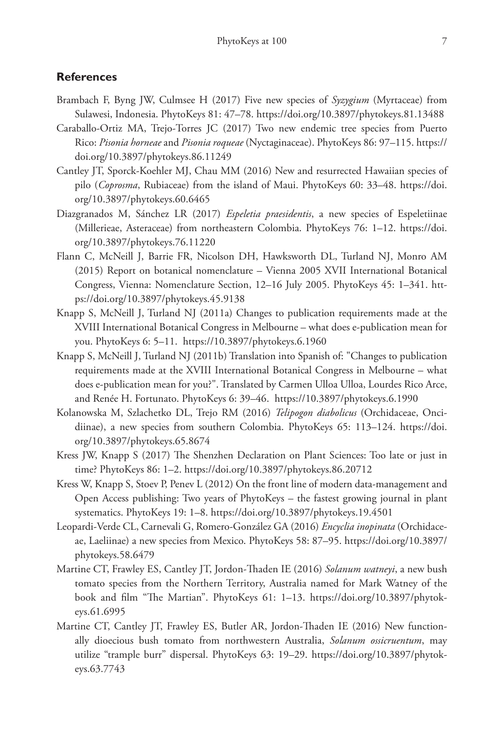## References

Brambach F, Byng JW, Culmsee H (2017) Five new species of *Syzygium* (Myrtaceae) from Sulawesi, Indonesia. PhytoKeys 81: 47–78. https://doi.org/10.3897/phytokeys.81.13488

Caraballo-Ortiz MA, Trejo-Torres JC (2017) Two new endemic tree species from Puerto Rico: *Pisonia horneae* and *Pisonia roqueae* (Nyctaginaceae). PhytoKeys 86: 97–115. https://doi.org/10.3897/phytokeys.86.11249

Cantley JT, Sporck-Koehler MJ, Chau MM (2016) New and resurrected Hawaiian species of pilo (*Coprosma*, Rubiaceae) from the island of Maui. PhytoKeys 60: 33–48. https://doi.org/10.3897/phytokeys.60.6465

Diazgranados M, Sánchez LR (2017) *Espeletia praesidentis*, a new species of Espeletiinae (Millerieae, Asteraceae) from northeastern Colombia. PhytoKeys 76: 1–12. https://doi.org/10.3897/phytokeys.76.11220

Flann C, McNeill J, Barrie FR, Nicolson DH, Hawksworth DL, Turland NJ, Monro AM (2015) Report on botanical nomenclature – Vienna 2005 XVII International Botanical Congress, Vienna: Nomenclature Section, 12–16 July 2005. PhytoKeys 45: 1–341. https://doi.org/10.3897/phytokeys.45.9138

Knapp S, McNeill J, Turland NJ (2011a) Changes to publication requirements made at the XVIII International Botanical Congress in Melbourne – what does e-publication mean for you. PhytoKeys 6: 5–11. https://10.3897/phytokeys.6.1960

Knapp S, McNeill J, Turland NJ (2011b) Translation into Spanish of: "Changes to publication requirements made at the XVIII International Botanical Congress in Melbourne – what does e-publication mean for you?". Translated by Carmen Ulloa Ulloa, Lourdes Rico Arce, and Renée H. Fortunato. PhytoKeys 6: 39–46. https://10.3897/phytokeys.6.1990

Kolanowska M, Szlachetko DL, Trejo RM (2016) *Telipogon diabolicus* (Orchidaceae, Oncidiinae), a new species from southern Colombia. PhytoKeys 65: 113–124. https://doi.org/10.3897/phytokeys.65.8674

Kress JW, Knapp S (2017) The Shenzhen Declaration on Plant Sciences: Too late or just in time? PhytoKeys 86: 1–2. https://doi.org/10.3897/phytokeys.86.20712

Kress W, Knapp S, Stoev P, Penev L (2012) On the front line of modern data-management and Open Access publishing: Two years of PhytoKeys – the fastest growing journal in plant systematics. PhytoKeys 19: 1–8. https://doi.org/10.3897/phytokeys.19.4501

Leopardi-Verde CL, Carnevali G, Romero-González GA (2016) *Encyclia inopinata* (Orchidaceae, Laeliinae) a new species from Mexico. PhytoKeys 58: 87–95. https://doi.org/10.3897/phytokeys.58.6479

Martine CT, Frawley ES, Cantley JT, Jordon-Thaden IE (2016) *Solanum watneyi*, a new bush tomato species from the Northern Territory, Australia named for Mark Watney of the book and film "The Martian". PhytoKeys 61: 1–13. https://doi.org/10.3897/phytokeys.61.6995

Martine CT, Cantley JT, Frawley ES, Butler AR, Jordon-Thaden IE (2016) New functionally dioecious bush tomato from northwestern Australia, *Solanum ossicruentum*, may utilize "trample burr" dispersal. PhytoKeys 63: 19–29. https://doi.org/10.3897/phytokeys.63.7743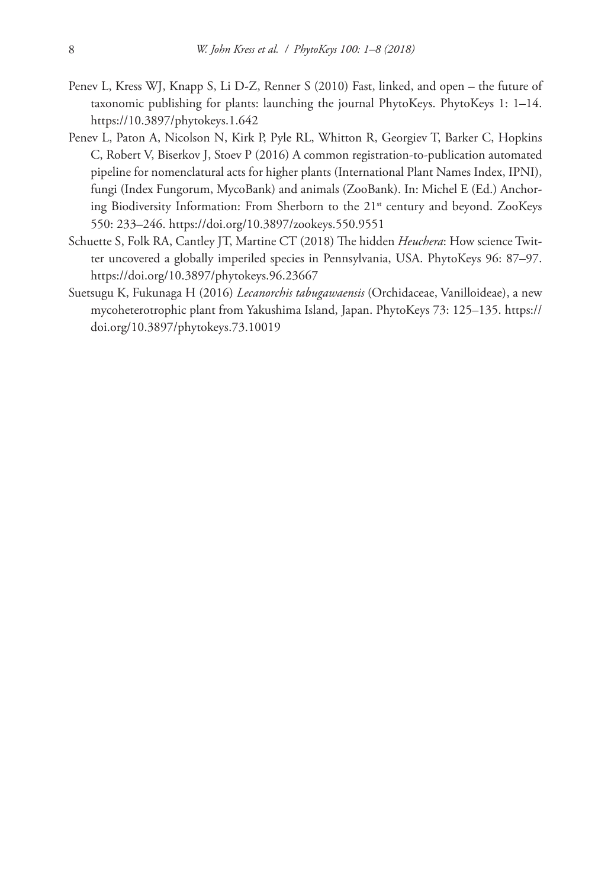Penev L, Kress WJ, Knapp S, Li D-Z, Renner S (2010) Fast, linked, and open – the future of taxonomic publishing for plants: launching the journal PhytoKeys. PhytoKeys 1: 1–14. https://10.3897/phytokeys.1.642

Penev L, Paton A, Nicolson N, Kirk P, Pyle RL, Whitton R, Georgiev T, Barker C, Hopkins C, Robert V, Biserkov J, Stoev P (2016) A common registration-to-publication automated pipeline for nomenclatural acts for higher plants (International Plant Names Index, IPNI), fungi (Index Fungorum, MycoBank) and animals (ZooBank). In: Michel E (Ed.) Anchoring Biodiversity Information: From Sherborn to the 21st century and beyond. ZooKeys 550: 233–246. https://doi.org/10.3897/zookeys.550.9551

Schuette S, Folk RA, Cantley JT, Martine CT (2018) The hidden *Heuchera*: How science Twitter uncovered a globally imperiled species in Pennsylvania, USA. PhytoKeys 96: 87–97. https://doi.org/10.3897/phytokeys.96.23667

Suetsugu K, Fukunaga H (2016) *Lecanorchis tabugawaensis* (Orchidaceae, Vanilloideae), a new mycoheterotrophic plant from Yakushima Island, Japan. PhytoKeys 73: 125–135. https://doi.org/10.3897/phytokeys.73.10019